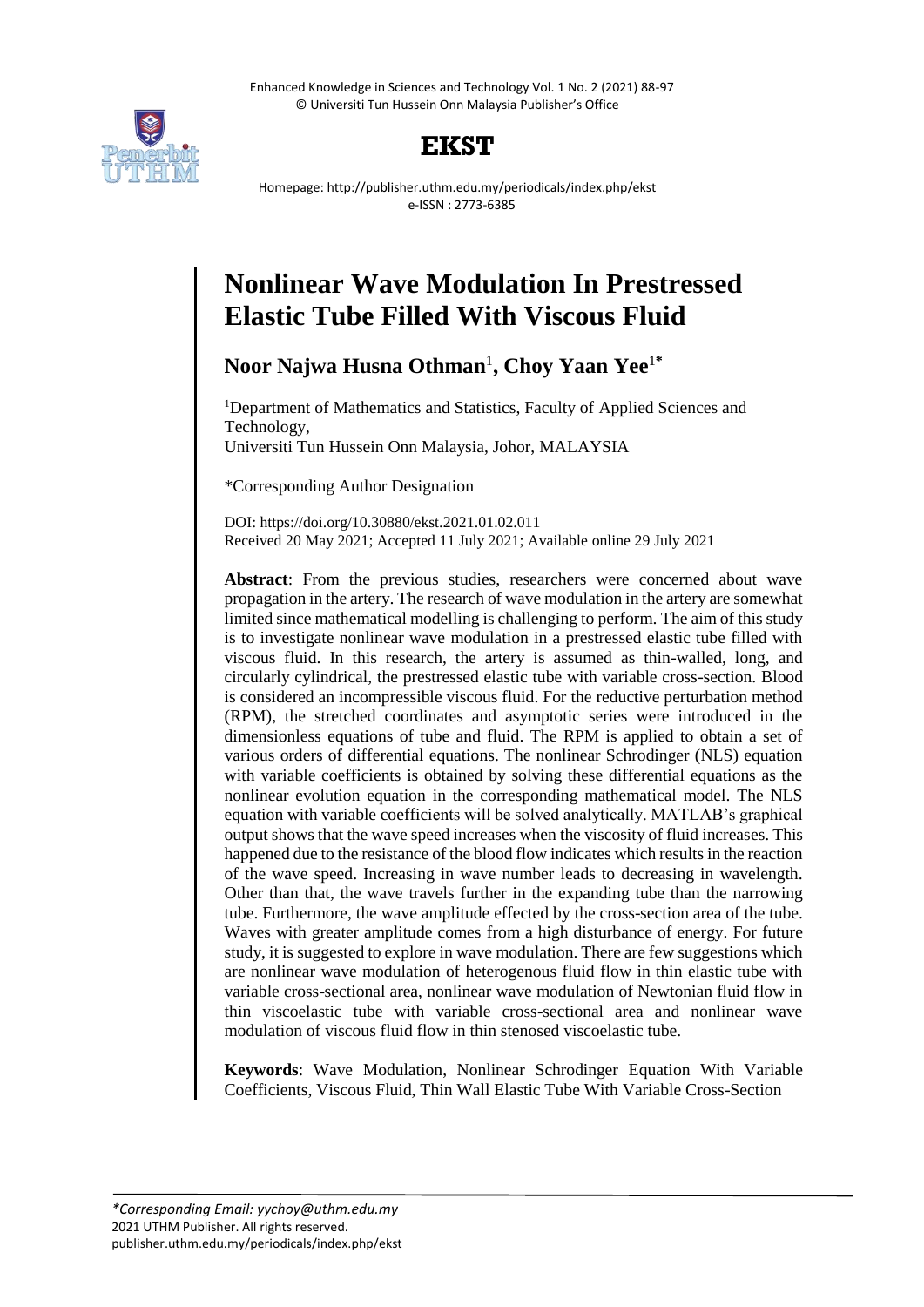# Nonlinear Wave Modulation In Prestressed Elastic Tube Filled With Viscous Fluid

**Noor Najwa Husna Othman**[1], **Choy Yaan Yee**[1*]

[1]Department of Mathematics and Statistics, Faculty of Applied Sciences and Technology,
Universiti Tun Hussein Onn Malaysia, Johor, MALAYSIA

*Corresponding Author Designation

DOI: https://doi.org/10.30880/ekst.2021.01.02.011
Received 20 May 2021; Accepted 11 July 2021; Available online 29 July 2021

**Abstract**: From the previous studies, researchers were concerned about wave propagation in the artery. The research of wave modulation in the artery are somewhat limited since mathematical modelling is challenging to perform. The aim of this study is to investigate nonlinear wave modulation in a prestressed elastic tube filled with viscous fluid. In this research, the artery is assumed as thin-walled, long, and circularly cylindrical, the prestressed elastic tube with variable cross-section. Blood is considered an incompressible viscous fluid. For the reductive perturbation method (RPM), the stretched coordinates and asymptotic series were introduced in the dimensionless equations of tube and fluid. The RPM is applied to obtain a set of various orders of differential equations. The nonlinear Schrodinger (NLS) equation with variable coefficients is obtained by solving these differential equations as the nonlinear evolution equation in the corresponding mathematical model. The NLS equation with variable coefficients will be solved analytically. MATLAB's graphical output shows that the wave speed increases when the viscosity of fluid increases. This happened due to the resistance of the blood flow indicates which results in the reaction of the wave speed. Increasing in wave number leads to decreasing in wavelength. Other than that, the wave travels further in the expanding tube than the narrowing tube. Furthermore, the wave amplitude effected by the cross-section area of the tube. Waves with greater amplitude comes from a high disturbance of energy. For future study, it is suggested to explore in wave modulation. There are few suggestions which are nonlinear wave modulation of heterogenous fluid flow in thin elastic tube with variable cross-sectional area, nonlinear wave modulation of Newtonian fluid flow in thin viscoelastic tube with variable cross-sectional area and nonlinear wave modulation of viscous fluid flow in thin stenosed viscoelastic tube.

**Keywords**: Wave Modulation, Nonlinear Schrodinger Equation With Variable Coefficients, Viscous Fluid, Thin Wall Elastic Tube With Variable Cross-Section

*Corresponding Email: yychoy@uthm.edu.my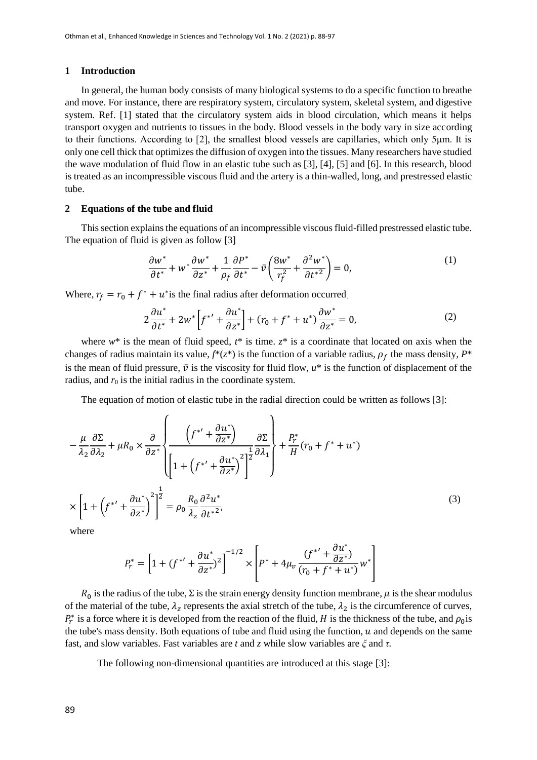## 1 Introduction

In general, the human body consists of many biological systems to do a specific function to breathe and move. For instance, there are respiratory system, circulatory system, skeletal system, and digestive system. Ref. [1] stated that the circulatory system aids in blood circulation, which means it helps transport oxygen and nutrients to tissues in the body. Blood vessels in the body vary in size according to their functions. According to [2], the smallest blood vessels are capillaries, which only 5μm. It is only one cell thick that optimizes the diffusion of oxygen into the tissues. Many researchers have studied the wave modulation of fluid flow in an elastic tube such as [3], [4], [5] and [6]. In this research, blood is treated as an incompressible viscous fluid and the artery is a thin-walled, long, and prestressed elastic tube.

## 2 Equations of the tube and fluid

This section explains the equations of an incompressible viscous fluid-filled prestressed elastic tube. The equation of fluid is given as follow [3]

$$\frac{\partial w^*}{\partial t^*} + w^* \frac{\partial w^*}{\partial z^*} + \frac{1}{\rho_f} \frac{\partial P^*}{\partial t^*} - \bar{v}\left(\frac{8w^*}{r_f^2} + \frac{\partial^2 w^*}{\partial t^{*2}}\right) = 0, \tag{1}$$

Where, $r_f = r_0 + f^* + u^*$is the final radius after deformation occurred.

$$2\frac{\partial u^*}{\partial t^*} + 2w^*\left[f^{*\prime} + \frac{\partial u^*}{\partial z^*}\right] + (r_0 + f^* + u^*)\frac{\partial w^*}{\partial z^*} = 0, \tag{2}$$

where $w^*$ is the mean of fluid speed, $t^*$ is time. $z^*$ is a coordinate that located on axis when the changes of radius maintain its value, $f^*(z^*)$ is the function of a variable radius, $\rho_f$ the mass density, $P^*$ is the mean of fluid pressure, $\bar{v}$ is the viscosity for fluid flow, $u^*$ is the function of displacement of the radius, and $r_0$ is the initial radius in the coordinate system.

The equation of motion of elastic tube in the radial direction could be written as follows [3]:

$$-\frac{\mu}{\lambda_2}\frac{\partial \Sigma}{\partial \lambda_2} + \mu R_0 \times \frac{\partial}{\partial z^*}\left\{\frac{\left(f^{*\prime} + \frac{\partial u^*}{\partial z^*}\right)}{\left[1 + \left(f^{*\prime} + \frac{\partial u^*}{\partial z^*}\right)^2\right]^{\frac{1}{2}}}\frac{\partial \Sigma}{\partial \lambda_1}\right\} + \frac{P_r^*}{H}(r_0 + f^* + u^*)$$

$$\times \left[1 + \left(f^{*\prime} + \frac{\partial u^*}{\partial z^*}\right)^2\right]^{\frac{1}{2}} = \rho_0 \frac{R_0}{\lambda_z}\frac{\partial^2 u^*}{\partial t^{*2}}, \tag{3}$$

where

$$P_r^* = \left[1 + (f^{*\prime} + \frac{\partial u^*}{\partial z^*})^2\right]^{-1/2} \times \left[P^* + 4\mu_v \frac{(f^{*\prime} + \frac{\partial u^*}{\partial z^*})}{(r_0 + f^* + u^*)} w^*\right]$$

$R_0$ is the radius of the tube, $\Sigma$ is the strain energy density function membrane, $\mu$ is the shear modulus of the material of the tube, $\lambda_z$ represents the axial stretch of the tube, $\lambda_2$ is the circumference of curves, $P_r^*$ is a force where it is developed from the reaction of the fluid, $H$ is the thickness of the tube, and $\rho_0$is the tube's mass density. Both equations of tube and fluid using the function, $u$ and depends on the same fast, and slow variables. Fast variables are $t$ and $z$ while slow variables are $\xi$ and $\tau$.

The following non-dimensional quantities are introduced at this stage [3]: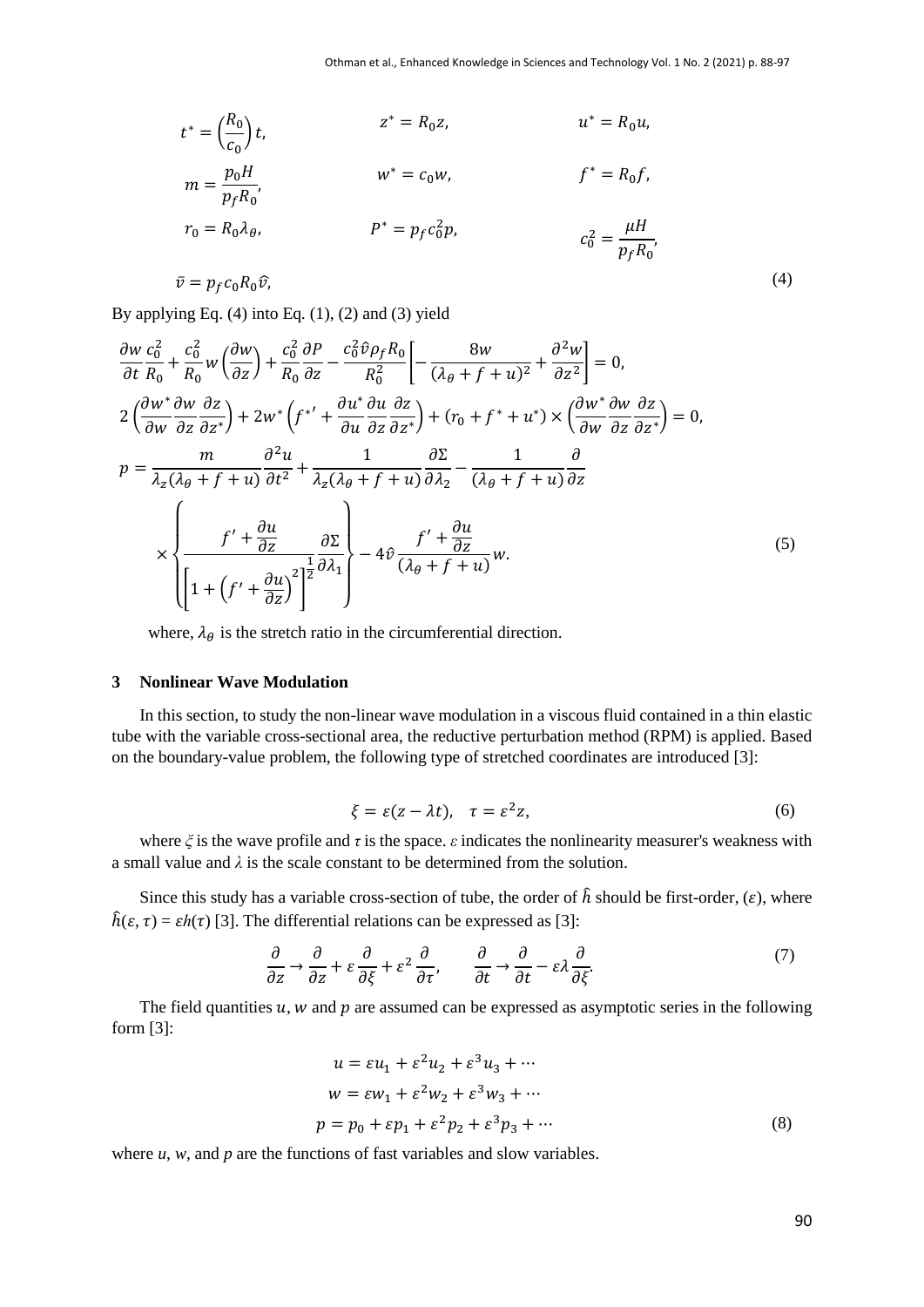$$
\begin{aligned}
t^* &= \left(\frac{R_0}{c_0}\right)t, & z^* &= R_0 z, & u^* &= R_0 u, \\
m &= \frac{p_0 H}{p_f R_0}, & w^* &= c_0 w, & f^* &= R_0 f, \\
r_0 &= R_0 \lambda_\theta, & P^* &= p_f c_0^2 p, & c_0^2 &= \frac{\mu H}{p_f R_0}, \\
\bar{v} &= p_f c_0 R_0 \hat{v},
\end{aligned}
\tag{4}
$$

By applying Eq. (4) into Eq. (1), (2) and (3) yield

$$
\frac{\partial w}{\partial t}\frac{c_0^2}{R_0} + \frac{c_0^2}{R_0} w\left(\frac{\partial w}{\partial z}\right) + \frac{c_0^2}{R_0}\frac{\partial P}{\partial z} - \frac{c_0^2 \hat{v} \rho_f R_0}{R_0^2}\left[-\frac{8w}{(\lambda_\theta + f + u)^2} + \frac{\partial^2 w}{\partial z^2}\right] = 0,
$$

$$
2\left(\frac{\partial w^*}{\partial w}\frac{\partial w}{\partial z}\frac{\partial z}{\partial z^*}\right) + 2w^*\left(f^{*\prime} + \frac{\partial u^*}{\partial u}\frac{\partial u}{\partial z}\frac{\partial z}{\partial z^*}\right) + (r_0 + f^* + u^*) \times \left(\frac{\partial w^*}{\partial w}\frac{\partial w}{\partial z}\frac{\partial z}{\partial z^*}\right) = 0,
$$

$$
p = \frac{m}{\lambda_z(\lambda_\theta + f + u)}\frac{\partial^2 u}{\partial t^2} + \frac{1}{\lambda_z(\lambda_\theta + f + u)}\frac{\partial \Sigma}{\partial \lambda_2} - \frac{1}{(\lambda_\theta + f + u)}\frac{\partial}{\partial z}
$$

$$
\times \left\{\frac{f' + \frac{\partial u}{\partial z}}{\left[1 + \left(f' + \frac{\partial u}{\partial z}\right)^2\right]^{\frac{1}{2}}}\frac{\partial \Sigma}{\partial \lambda_1}\right\} - 4\hat{v}\frac{f' + \frac{\partial u}{\partial z}}{(\lambda_\theta + f + u)} w.
\tag{5}
$$

where, $\lambda_\theta$ is the stretch ratio in the circumferential direction.

## 3 Nonlinear Wave Modulation

In this section, to study the non-linear wave modulation in a viscous fluid contained in a thin elastic tube with the variable cross-sectional area, the reductive perturbation method (RPM) is applied. Based on the boundary-value problem, the following type of stretched coordinates are introduced [3]:

$$
\xi = \varepsilon(z - \lambda t), \quad \tau = \varepsilon^2 z,
\tag{6}
$$

where $\xi$ is the wave profile and $\tau$ is the space. $\varepsilon$ indicates the nonlinearity measurer's weakness with a small value and $\lambda$ is the scale constant to be determined from the solution.

Since this study has a variable cross-section of tube, the order of $\hat{h}$ should be first-order, $(\varepsilon)$, where $\hat{h}(\varepsilon, \tau) = \varepsilon h(\tau)$ [3]. The differential relations can be expressed as [3]:

$$
\frac{\partial}{\partial z} \to \frac{\partial}{\partial z} + \varepsilon\frac{\partial}{\partial \xi} + \varepsilon^2\frac{\partial}{\partial \tau}, \qquad \frac{\partial}{\partial t} \to \frac{\partial}{\partial t} - \varepsilon\lambda\frac{\partial}{\partial \xi}.
\tag{7}
$$

The field quantities $u$, $w$ and $p$ are assumed can be expressed as asymptotic series in the following form [3]:

$$
\begin{aligned}
u &= \varepsilon u_1 + \varepsilon^2 u_2 + \varepsilon^3 u_3 + \cdots \\
w &= \varepsilon w_1 + \varepsilon^2 w_2 + \varepsilon^3 w_3 + \cdots \\
p &= p_0 + \varepsilon p_1 + \varepsilon^2 p_2 + \varepsilon^3 p_3 + \cdots
\end{aligned}
\tag{8}
$$

where $u$, $w$, and $p$ are the functions of fast variables and slow variables.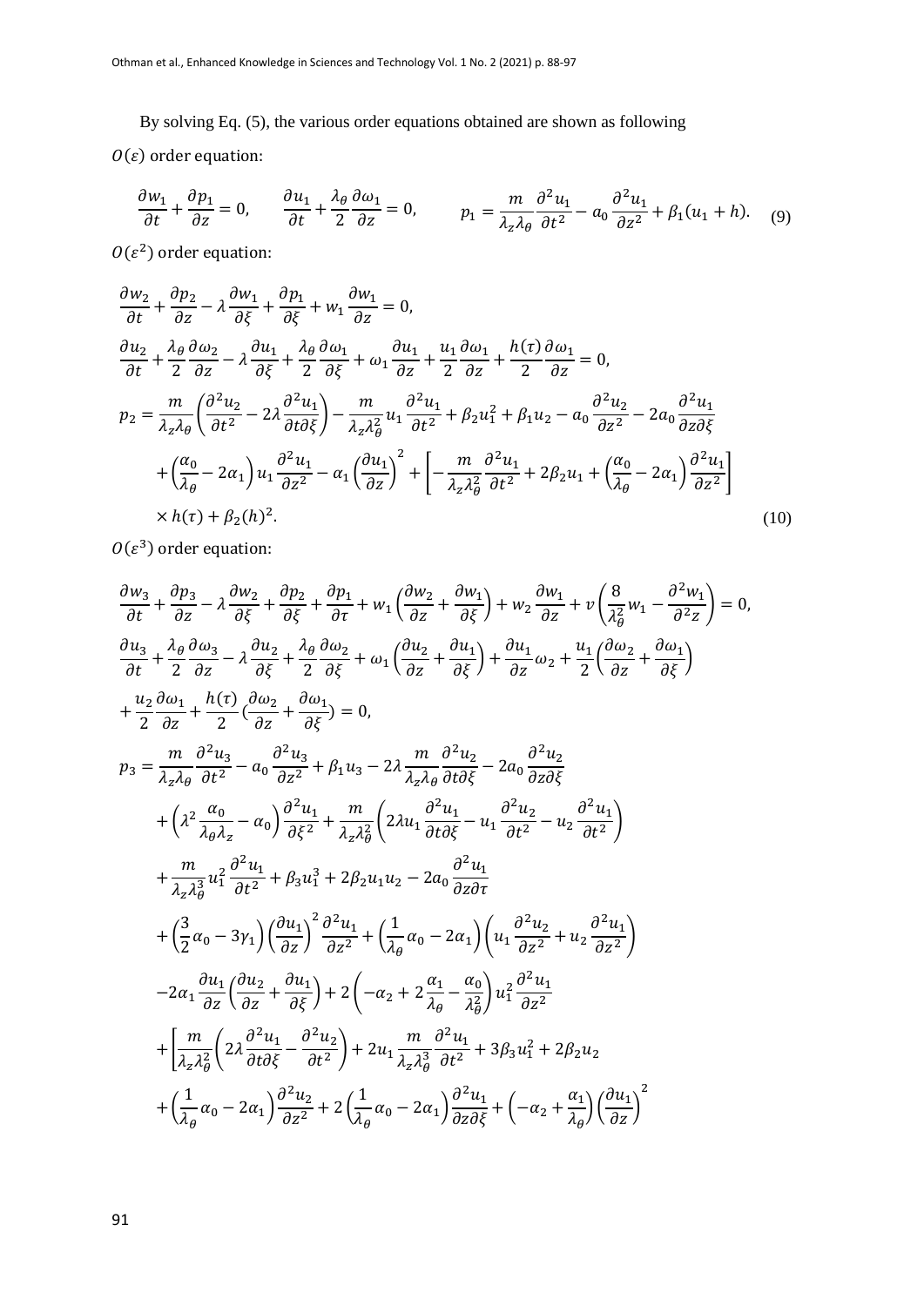By solving Eq. (5), the various order equations obtained are shown as following

$O(\varepsilon)$ order equation:

$$\frac{\partial w_1}{\partial t}+\frac{\partial p_1}{\partial z}=0,\qquad \frac{\partial u_1}{\partial t}+\frac{\lambda_\theta}{2}\frac{\partial \omega_1}{\partial z}=0,\qquad p_1=\frac{m}{\lambda_z\lambda_\theta}\frac{\partial^2 u_1}{\partial t^2}-a_0\frac{\partial^2 u_1}{\partial z^2}+\beta_1(u_1+h). \tag{9}$$

$O(\varepsilon^2)$ order equation:

$$\begin{aligned}
&\frac{\partial w_2}{\partial t}+\frac{\partial p_2}{\partial z}-\lambda\frac{\partial w_1}{\partial \xi}+\frac{\partial p_1}{\partial \xi}+w_1\frac{\partial w_1}{\partial z}=0,\\
&\frac{\partial u_2}{\partial t}+\frac{\lambda_\theta}{2}\frac{\partial \omega_2}{\partial z}-\lambda\frac{\partial u_1}{\partial \xi}+\frac{\lambda_\theta}{2}\frac{\partial \omega_1}{\partial \xi}+\omega_1\frac{\partial u_1}{\partial z}+\frac{u_1}{2}\frac{\partial \omega_1}{\partial z}+\frac{h(\tau)}{2}\frac{\partial \omega_1}{\partial z}=0,\\
&p_2=\frac{m}{\lambda_z\lambda_\theta}\left(\frac{\partial^2 u_2}{\partial t^2}-2\lambda\frac{\partial^2 u_1}{\partial t\partial \xi}\right)-\frac{m}{\lambda_z\lambda_\theta^2}u_1\frac{\partial^2 u_1}{\partial t^2}+\beta_2u_1^2+\beta_1u_2-a_0\frac{\partial^2 u_2}{\partial z^2}-2a_0\frac{\partial^2 u_1}{\partial z\partial \xi}\\
&\quad+\left(\frac{\alpha_0}{\lambda_\theta}-2\alpha_1\right)u_1\frac{\partial^2 u_1}{\partial z^2}-\alpha_1\left(\frac{\partial u_1}{\partial z}\right)^2+\left[-\frac{m}{\lambda_z\lambda_\theta^2}\frac{\partial^2 u_1}{\partial t^2}+2\beta_2u_1+\left(\frac{\alpha_0}{\lambda_\theta}-2\alpha_1\right)\frac{\partial^2 u_1}{\partial z^2}\right]\\
&\quad\times h(\tau)+\beta_2(h)^2.
\end{aligned} \tag{10}$$

$O(\varepsilon^3)$ order equation:

$$\begin{aligned}
&\frac{\partial w_3}{\partial t}+\frac{\partial p_3}{\partial z}-\lambda\frac{\partial w_2}{\partial \xi}+\frac{\partial p_2}{\partial \xi}+\frac{\partial p_1}{\partial \tau}+w_1\left(\frac{\partial w_2}{\partial z}+\frac{\partial w_1}{\partial \xi}\right)+w_2\frac{\partial w_1}{\partial z}+v\left(\frac{8}{\lambda_\theta^2}w_1-\frac{\partial^2 w_1}{\partial^2 z}\right)=0,\\
&\frac{\partial u_3}{\partial t}+\frac{\lambda_\theta}{2}\frac{\partial \omega_3}{\partial z}-\lambda\frac{\partial u_2}{\partial \xi}+\frac{\lambda_\theta}{2}\frac{\partial \omega_2}{\partial \xi}+\omega_1\left(\frac{\partial u_2}{\partial z}+\frac{\partial u_1}{\partial \xi}\right)+\frac{\partial u_1}{\partial z}\omega_2+\frac{u_1}{2}\left(\frac{\partial \omega_2}{\partial z}+\frac{\partial \omega_1}{\partial \xi}\right)\\
&+\frac{u_2}{2}\frac{\partial \omega_1}{\partial z}+\frac{h(\tau)}{2}\left(\frac{\partial \omega_2}{\partial z}+\frac{\partial \omega_1}{\partial \xi}\right)=0,\\
&p_3=\frac{m}{\lambda_z\lambda_\theta}\frac{\partial^2 u_3}{\partial t^2}-a_0\frac{\partial^2 u_3}{\partial z^2}+\beta_1u_3-2\lambda\frac{m}{\lambda_z\lambda_\theta}\frac{\partial^2 u_2}{\partial t\partial \xi}-2a_0\frac{\partial^2 u_2}{\partial z\partial \xi}\\
&\quad+\left(\lambda^2\frac{\alpha_0}{\lambda_\theta\lambda_z}-\alpha_0\right)\frac{\partial^2 u_1}{\partial \xi^2}+\frac{m}{\lambda_z\lambda_\theta^2}\left(2\lambda u_1\frac{\partial^2 u_1}{\partial t\partial \xi}-u_1\frac{\partial^2 u_2}{\partial t^2}-u_2\frac{\partial^2 u_1}{\partial t^2}\right)\\
&\quad+\frac{m}{\lambda_z\lambda_\theta^3}u_1^2\frac{\partial^2 u_1}{\partial t^2}+\beta_3u_1^3+2\beta_2u_1u_2-2a_0\frac{\partial^2 u_1}{\partial z\partial \tau}\\
&\quad+\left(\frac{3}{2}\alpha_0-3\gamma_1\right)\left(\frac{\partial u_1}{\partial z}\right)^2\frac{\partial^2 u_1}{\partial z^2}+\left(\frac{1}{\lambda_\theta}\alpha_0-2\alpha_1\right)\left(u_1\frac{\partial^2 u_2}{\partial z^2}+u_2\frac{\partial^2 u_1}{\partial z^2}\right)\\
&\quad-2\alpha_1\frac{\partial u_1}{\partial z}\left(\frac{\partial u_2}{\partial z}+\frac{\partial u_1}{\partial \xi}\right)+2\left(-\alpha_2+2\frac{\alpha_1}{\lambda_\theta}-\frac{\alpha_0}{\lambda_\theta^2}\right)u_1^2\frac{\partial^2 u_1}{\partial z^2}\\
&\quad+\left[\frac{m}{\lambda_z\lambda_\theta^2}\left(2\lambda\frac{\partial^2 u_1}{\partial t\partial \xi}-\frac{\partial^2 u_2}{\partial t^2}\right)+2u_1\frac{m}{\lambda_z\lambda_\theta^3}\frac{\partial^2 u_1}{\partial t^2}+3\beta_3u_1^2+2\beta_2u_2\right.\\
&\quad+\left(\frac{1}{\lambda_\theta}\alpha_0-2\alpha_1\right)\frac{\partial^2 u_2}{\partial z^2}+2\left(\frac{1}{\lambda_\theta}\alpha_0-2\alpha_1\right)\frac{\partial^2 u_1}{\partial z\partial \xi}+\left(-\alpha_2+\frac{\alpha_1}{\lambda_\theta}\right)\left(\frac{\partial u_1}{\partial z}\right)^2
\end{aligned}$$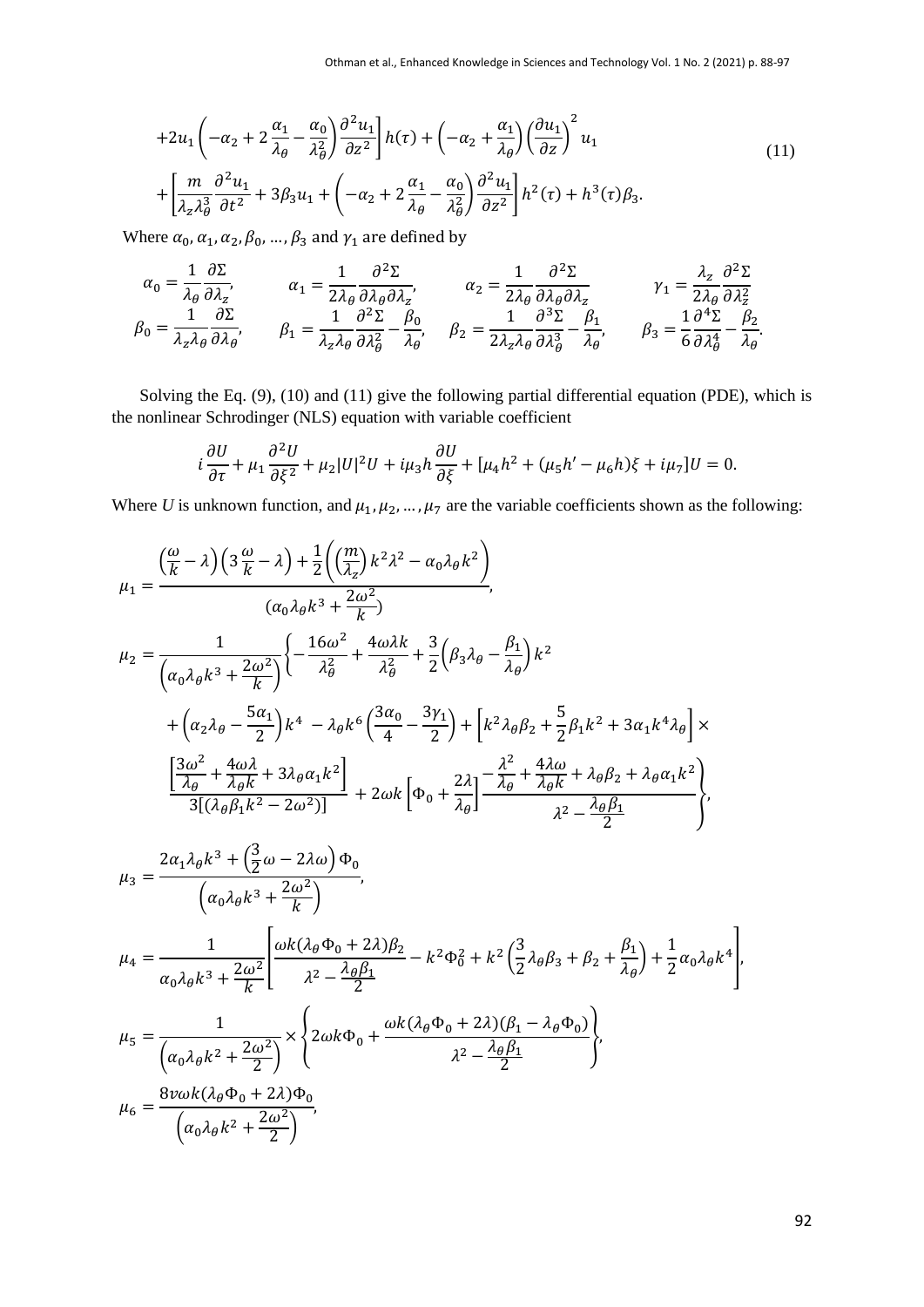$$+2u_1\left(-\alpha_2+2\frac{\alpha_1}{\lambda_\theta}-\frac{\alpha_0}{\lambda_\theta^2}\right)\frac{\partial^2 u_1}{\partial z^2}\Big]h(\tau)+\left(-\alpha_2+\frac{\alpha_1}{\lambda_\theta}\right)\left(\frac{\partial u_1}{\partial z}\right)^2 u_1$$
$$+\left[\frac{m}{\lambda_z\lambda_\theta^3}\frac{\partial^2 u_1}{\partial t^2}+3\beta_3 u_1+\left(-\alpha_2+2\frac{\alpha_1}{\lambda_\theta}-\frac{\alpha_0}{\lambda_\theta^2}\right)\frac{\partial^2 u_1}{\partial z^2}\right]h^2(\tau)+h^3(\tau)\beta_3. \tag{11}$$

Where $\alpha_0, \alpha_1, \alpha_2, \beta_0, \ldots, \beta_3$ and $\gamma_1$ are defined by

$$\alpha_0=\frac{1}{\lambda_\theta}\frac{\partial\Sigma}{\partial\lambda_z},\qquad \alpha_1=\frac{1}{2\lambda_\theta}\frac{\partial^2\Sigma}{\partial\lambda_\theta\partial\lambda_z},\qquad \alpha_2=\frac{1}{2\lambda_\theta}\frac{\partial^2\Sigma}{\partial\lambda_\theta\partial\lambda_z}\qquad \gamma_1=\frac{\lambda_z}{2\lambda_\theta}\frac{\partial^2\Sigma}{\partial\lambda_z^2}$$
$$\beta_0=\frac{1}{\lambda_z\lambda_\theta}\frac{\partial\Sigma}{\partial\lambda_\theta},\qquad \beta_1=\frac{1}{\lambda_z\lambda_\theta}\frac{\partial^2\Sigma}{\partial\lambda_\theta^2}-\frac{\beta_0}{\lambda_\theta},\qquad \beta_2=\frac{1}{2\lambda_z\lambda_\theta}\frac{\partial^3\Sigma}{\partial\lambda_\theta^3}-\frac{\beta_1}{\lambda_\theta},\qquad \beta_3=\frac{1}{6}\frac{\partial^4\Sigma}{\partial\lambda_\theta^4}-\frac{\beta_2}{\lambda_\theta}.$$

Solving the Eq. (9), (10) and (11) give the following partial differential equation (PDE), which is the nonlinear Schrodinger (NLS) equation with variable coefficient

$$i\frac{\partial U}{\partial\tau}+\mu_1\frac{\partial^2 U}{\partial\xi^2}+\mu_2|U|^2U+i\mu_3 h\frac{\partial U}{\partial\xi}+[\mu_4h^2+(\mu_5h'-\mu_6h)\xi+i\mu_7]U=0.$$

Where *U* is unknown function, and $\mu_1, \mu_2, \ldots, \mu_7$ are the variable coefficients shown as the following:

$$\mu_1=\frac{\left(\frac{\omega}{k}-\lambda\right)\left(3\frac{\omega}{k}-\lambda\right)+\frac{1}{2}\left(\left(\frac{m}{\lambda_z}\right)k^2\lambda^2-\alpha_0\lambda_\theta k^2\right)}{\left(\alpha_0\lambda_\theta k^3+\frac{2\omega^2}{k}\right)},$$

$$\mu_2=\frac{1}{\left(\alpha_0\lambda_\theta k^3+\frac{2\omega^2}{k}\right)}\Bigg\{-\frac{16\omega^2}{\lambda_\theta^2}+\frac{4\omega\lambda k}{\lambda_\theta^2}+\frac{3}{2}\left(\beta_3\lambda_\theta-\frac{\beta_1}{\lambda_\theta}\right)k^2$$
$$+\left(\alpha_2\lambda_\theta-\frac{5\alpha_1}{2}\right)k^4-\lambda_\theta k^6\left(\frac{3\alpha_0}{4}-\frac{3\gamma_1}{2}\right)+\left[k^2\lambda_\theta\beta_2+\frac{5}{2}\beta_1k^2+3\alpha_1k^4\lambda_\theta\right]\times$$
$$\frac{\left[\frac{3\omega^2}{\lambda_\theta}+\frac{4\omega\lambda}{\lambda_\theta k}+3\lambda_\theta\alpha_1k^2\right]}{3[(\lambda_\theta\beta_1k^2-2\omega^2)]}+2\omega k\left[\Phi_0+\frac{2\lambda}{\lambda_\theta}\right]\frac{-\frac{\lambda^2}{\lambda_\theta}+\frac{4\lambda\omega}{\lambda_\theta k}+\lambda_\theta\beta_2+\lambda_\theta\alpha_1k^2}{\lambda^2-\frac{\lambda_\theta\beta_1}{2}}\Bigg\},$$

$$\mu_3=\frac{2\alpha_1\lambda_\theta k^3+\left(\frac{3}{2}\omega-2\lambda\omega\right)\Phi_0}{\left(\alpha_0\lambda_\theta k^3+\frac{2\omega^2}{k}\right)},$$

$$\mu_4=\frac{1}{\alpha_0\lambda_\theta k^3+\frac{2\omega^2}{k}}\left[\frac{\omega k(\lambda_\theta\Phi_0+2\lambda)\beta_2}{\lambda^2-\frac{\lambda_\theta\beta_1}{2}}-k^2\Phi_0^2+k^2\left(\frac{3}{2}\lambda_\theta\beta_3+\beta_2+\frac{\beta_1}{\lambda_\theta}\right)+\frac{1}{2}\alpha_0\lambda_\theta k^4\right],$$

$$\mu_5=\frac{1}{\left(\alpha_0\lambda_\theta k^2+\frac{2\omega^2}{2}\right)}\times\left\{2\omega k\Phi_0+\frac{\omega k(\lambda_\theta\Phi_0+2\lambda)(\beta_1-\lambda_\theta\Phi_0)}{\lambda^2-\frac{\lambda_\theta\beta_1}{2}}\right\},$$

$$\mu_6=\frac{8v\omega k(\lambda_\theta\Phi_0+2\lambda)\Phi_0}{\left(\alpha_0\lambda_\theta k^2+\frac{2\omega^2}{2}\right)},$$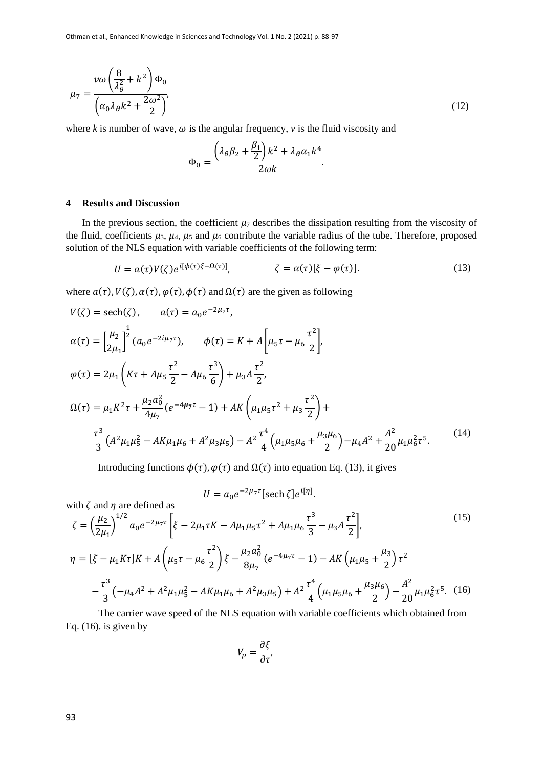$$\mu_7 = \frac{v\omega\left(\frac{8}{\lambda_\theta^2} + k^2\right)\Phi_0}{\left(\alpha_0\lambda_\theta k^2 + \frac{2\omega^2}{2}\right)}, \tag{12}$$

where $k$ is number of wave, $\omega$ is the angular frequency, $v$ is the fluid viscosity and

$$\Phi_0 = \frac{\left(\lambda_\theta\beta_2 + \frac{\beta_1}{2}\right)k^2 + \lambda_\theta\alpha_1 k^4}{2\omega k}.$$

## 4 Results and Discussion

In the previous section, the coefficient $\mu_7$ describes the dissipation resulting from the viscosity of the fluid, coefficients $\mu_3$, $\mu_4$, $\mu_5$ and $\mu_6$ contribute the variable radius of the tube. Therefore, proposed solution of the NLS equation with variable coefficients of the following term:

$$U = a(\tau)V(\zeta)e^{i[\phi(\tau)\xi - \Omega(\tau)]}, \qquad \zeta = \alpha(\tau)[\xi - \varphi(\tau)]. \tag{13}$$

where $a(\tau), V(\zeta), \alpha(\tau), \varphi(\tau), \phi(\tau)$ and $\Omega(\tau)$ are the given as following

$$V(\zeta) = \text{sech}(\zeta), \qquad a(\tau) = a_0 e^{-2\mu_7\tau},$$

$$\alpha(\tau) = \left[\frac{\mu_2}{2\mu_1}\right]^{\frac{1}{2}}(a_0 e^{-2i\mu_7\tau}), \qquad \phi(\tau) = K + A\left[\mu_5\tau - \mu_6\frac{\tau^2}{2}\right],$$

$$\varphi(\tau) = 2\mu_1\left(K\tau + A\mu_5\frac{\tau^2}{2} - A\mu_6\frac{\tau^3}{6}\right) + \mu_3 A\frac{\tau^2}{2},$$

$$\Omega(\tau) = \mu_1 K^2\tau + \frac{\mu_2 a_0^2}{4\mu_7}(e^{-4\mu_7\tau} - 1) + AK\left(\mu_1\mu_5\tau^2 + \mu_3\frac{\tau^2}{2}\right) +$$

$$\frac{\tau^3}{3}\left(A^2\mu_1\mu_5^2 - AK\mu_1\mu_6 + A^2\mu_3\mu_5\right) - A^2\frac{\tau^4}{4}\left(\mu_1\mu_5\mu_6 + \frac{\mu_3\mu_6}{2}\right) - \mu_4 A^2 + \frac{A^2}{20}\mu_1\mu_6^2\tau^5. \tag{14}$$

Introducing functions $\phi(\tau), \varphi(\tau)$ and $\Omega(\tau)$ into equation Eq. (13), it gives

$$U = a_0 e^{-2\mu_7\tau}[\text{sech}\,\zeta]e^{i[\eta]}.$$

with $\zeta$ and $\eta$ are defined as

$$\zeta = \left(\frac{\mu_2}{2\mu_1}\right)^{1/2} a_0 e^{-2\mu_7\tau}\left[\xi - 2\mu_1\tau K - A\mu_1\mu_5\tau^2 + A\mu_1\mu_6\frac{\tau^3}{3} - \mu_3 A\frac{\tau^2}{2}\right], \tag{15}$$

$$\eta = [\xi - \mu_1 K\tau]K + A\left(\mu_5\tau - \mu_6\frac{\tau^2}{2}\right)\xi - \frac{\mu_2 a_0^2}{8\mu_7}(e^{-4\mu_7\tau} - 1) - AK\left(\mu_1\mu_5 + \frac{\mu_3}{2}\right)\tau^2$$

$$-\frac{\tau^3}{3}\left(-\mu_4 A^2 + A^2\mu_1\mu_5^2 - AK\mu_1\mu_6 + A^2\mu_3\mu_5\right) + A^2\frac{\tau^4}{4}\left(\mu_1\mu_5\mu_6 + \frac{\mu_3\mu_6}{2}\right) - \frac{A^2}{20}\mu_1\mu_6^2\tau^5. \tag{16}$$

The carrier wave speed of the NLS equation with variable coefficients which obtained from Eq. (16). is given by

$$V_p = \frac{\partial\xi}{\partial\tau},$$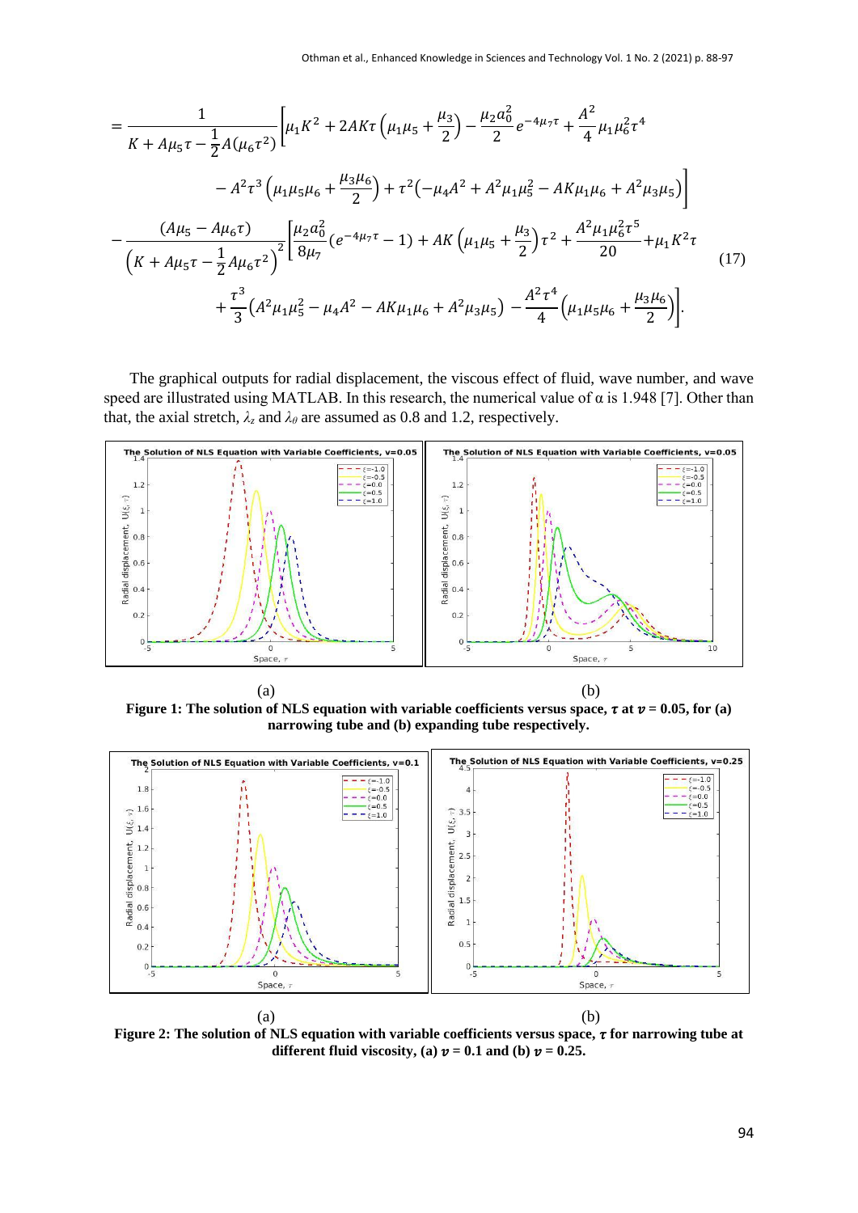$$
= \frac{1}{K + A\mu_5\tau - \frac{1}{2}A(\mu_6\tau^2)}\Bigg[\mu_1K^2 + 2AK\tau\left(\mu_1\mu_5 + \frac{\mu_3}{2}\right) - \frac{\mu_2 a_0^2}{2}e^{-4\mu_7\tau} + \frac{A^2}{4}\mu_1\mu_6^2\tau^4
$$

$$
- A^2\tau^3\left(\mu_1\mu_5\mu_6 + \frac{\mu_3\mu_6}{2}\right) + \tau^2\left(-\mu_4A^2 + A^2\mu_1\mu_5^2 - AK\mu_1\mu_6 + A^2\mu_3\mu_5\right)\Bigg]
$$

$$
- \frac{(A\mu_5 - A\mu_6\tau)}{\left(K + A\mu_5\tau - \frac{1}{2}A\mu_6\tau^2\right)^2}\Bigg[\frac{\mu_2 a_0^2}{8\mu_7}(e^{-4\mu_7\tau} - 1) + AK\left(\mu_1\mu_5 + \frac{\mu_3}{2}\right)\tau^2 + \frac{A^2\mu_1\mu_6^2\tau^5}{20} + \mu_1K^2\tau
$$

$$
+ \frac{\tau^3}{3}\left(A^2\mu_1\mu_5^2 - \mu_4A^2 - AK\mu_1\mu_6 + A^2\mu_3\mu_5\right) - \frac{A^2\tau^4}{4}\left(\mu_1\mu_5\mu_6 + \frac{\mu_3\mu_6}{2}\right)\Bigg]. \tag{17}
$$

The graphical outputs for radial displacement, the viscous effect of fluid, wave number, and wave speed are illustrated using MATLAB. In this research, the numerical value of $\alpha$ is 1.948 [7]. Other than that, the axial stretch, $\lambda_z$ and $\lambda_\theta$ are assumed as 0.8 and 1.2, respectively.

(a) (b)

**Figure 1: The solution of NLS equation with variable coefficients versus space, $\tau$ at $v = 0.05$, for (a) narrowing tube and (b) expanding tube respectively.**

(a) (b)

**Figure 2: The solution of NLS equation with variable coefficients versus space, $\tau$ for narrowing tube at different fluid viscosity, (a) $v = 0.1$ and (b) $v = 0.25$.**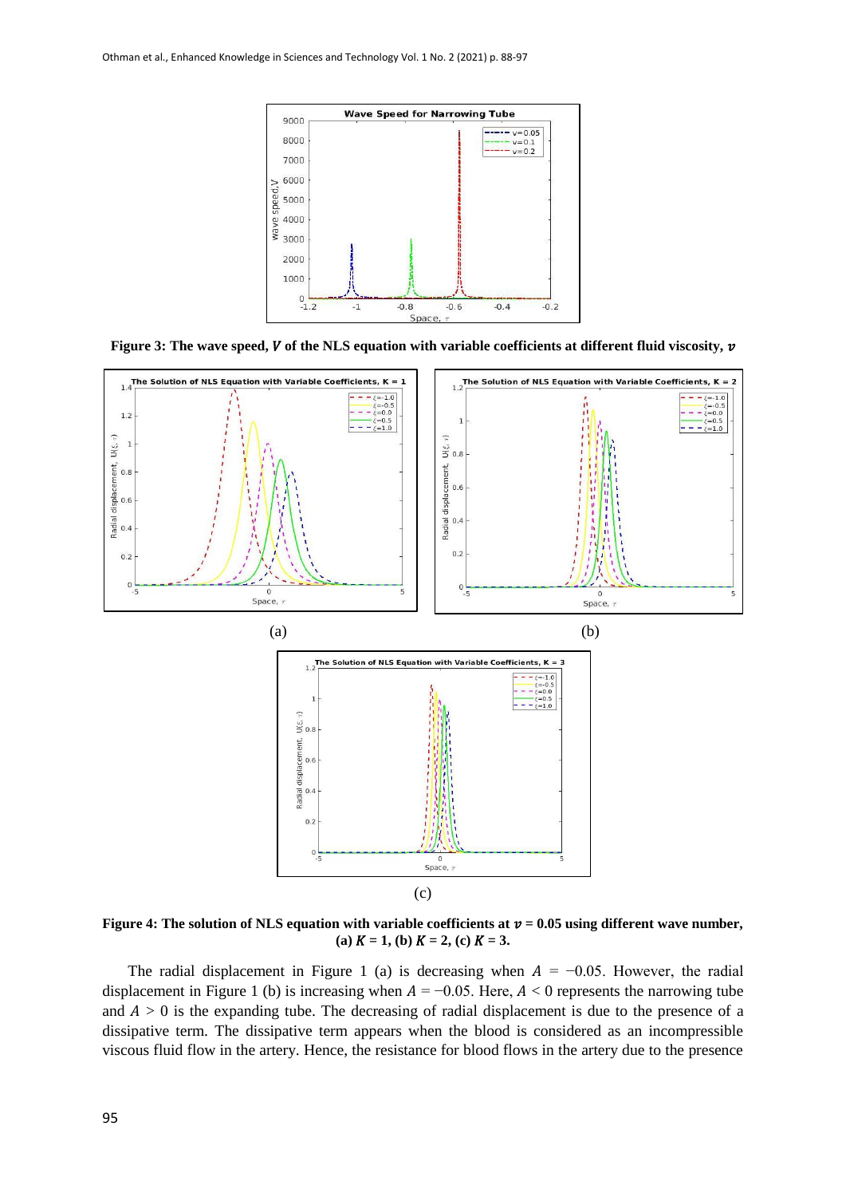**Figure 3: The wave speed, $V$ of the NLS equation with variable coefficients at different fluid viscosity, $v$**

**Figure 4: The solution of NLS equation with variable coefficients at $v = 0.05$ using different wave number, (a) $K = 1$, (b) $K = 2$, (c) $K = 3$.**

The radial displacement in Figure 1 (a) is decreasing when $A = -0.05$. However, the radial displacement in Figure 1 (b) is increasing when $A = -0.05$. Here, $A < 0$ represents the narrowing tube and $A > 0$ is the expanding tube. The decreasing of radial displacement is due to the presence of a dissipative term. The dissipative term appears when the blood is considered as an incompressible viscous fluid flow in the artery. Hence, the resistance for blood flows in the artery due to the presence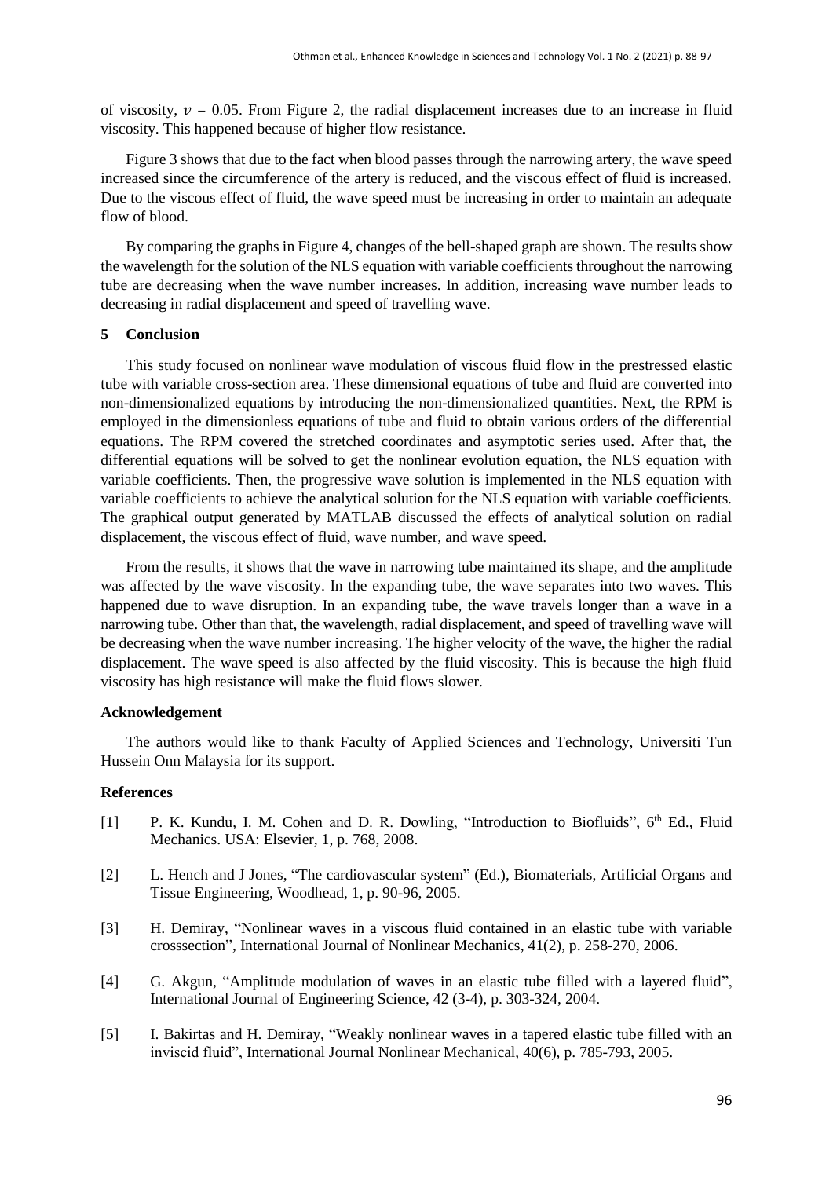of viscosity, $v$ = 0.05. From Figure 2, the radial displacement increases due to an increase in fluid viscosity. This happened because of higher flow resistance.

Figure 3 shows that due to the fact when blood passes through the narrowing artery, the wave speed increased since the circumference of the artery is reduced, and the viscous effect of fluid is increased. Due to the viscous effect of fluid, the wave speed must be increasing in order to maintain an adequate flow of blood.

By comparing the graphs in Figure 4, changes of the bell-shaped graph are shown. The results show the wavelength for the solution of the NLS equation with variable coefficients throughout the narrowing tube are decreasing when the wave number increases. In addition, increasing wave number leads to decreasing in radial displacement and speed of travelling wave.

## 5 Conclusion

This study focused on nonlinear wave modulation of viscous fluid flow in the prestressed elastic tube with variable cross-section area. These dimensional equations of tube and fluid are converted into non-dimensionalized equations by introducing the non-dimensionalized quantities. Next, the RPM is employed in the dimensionless equations of tube and fluid to obtain various orders of the differential equations. The RPM covered the stretched coordinates and asymptotic series used. After that, the differential equations will be solved to get the nonlinear evolution equation, the NLS equation with variable coefficients. Then, the progressive wave solution is implemented in the NLS equation with variable coefficients to achieve the analytical solution for the NLS equation with variable coefficients. The graphical output generated by MATLAB discussed the effects of analytical solution on radial displacement, the viscous effect of fluid, wave number, and wave speed.

From the results, it shows that the wave in narrowing tube maintained its shape, and the amplitude was affected by the wave viscosity. In the expanding tube, the wave separates into two waves. This happened due to wave disruption. In an expanding tube, the wave travels longer than a wave in a narrowing tube. Other than that, the wavelength, radial displacement, and speed of travelling wave will be decreasing when the wave number increasing. The higher velocity of the wave, the higher the radial displacement. The wave speed is also affected by the fluid viscosity. This is because the high fluid viscosity has high resistance will make the fluid flows slower.

### Acknowledgement

The authors would like to thank Faculty of Applied Sciences and Technology, Universiti Tun Hussein Onn Malaysia for its support.

### References

[1] P. K. Kundu, I. M. Cohen and D. R. Dowling, "Introduction to Biofluids", 6th Ed., Fluid Mechanics. USA: Elsevier, 1, p. 768, 2008.

[2] L. Hench and J Jones, "The cardiovascular system" (Ed.), Biomaterials, Artificial Organs and Tissue Engineering, Woodhead, 1, p. 90-96, 2005.

[3] H. Demiray, "Nonlinear waves in a viscous fluid contained in an elastic tube with variable crosssection", International Journal of Nonlinear Mechanics, 41(2), p. 258-270, 2006.

[4] G. Akgun, "Amplitude modulation of waves in an elastic tube filled with a layered fluid", International Journal of Engineering Science, 42 (3-4), p. 303-324, 2004.

[5] I. Bakirtas and H. Demiray, "Weakly nonlinear waves in a tapered elastic tube filled with an inviscid fluid", International Journal Nonlinear Mechanical, 40(6), p. 785-793, 2005.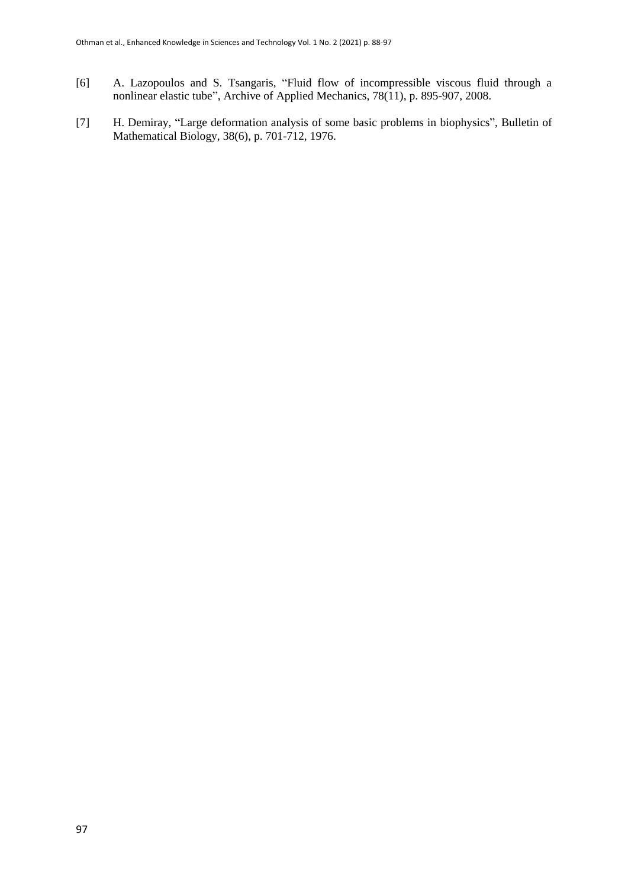[6] A. Lazopoulos and S. Tsangaris, “Fluid flow of incompressible viscous fluid through a nonlinear elastic tube”, Archive of Applied Mechanics, 78(11), p. 895-907, 2008.

[7] H. Demiray, “Large deformation analysis of some basic problems in biophysics”, Bulletin of Mathematical Biology, 38(6), p. 701-712, 1976.